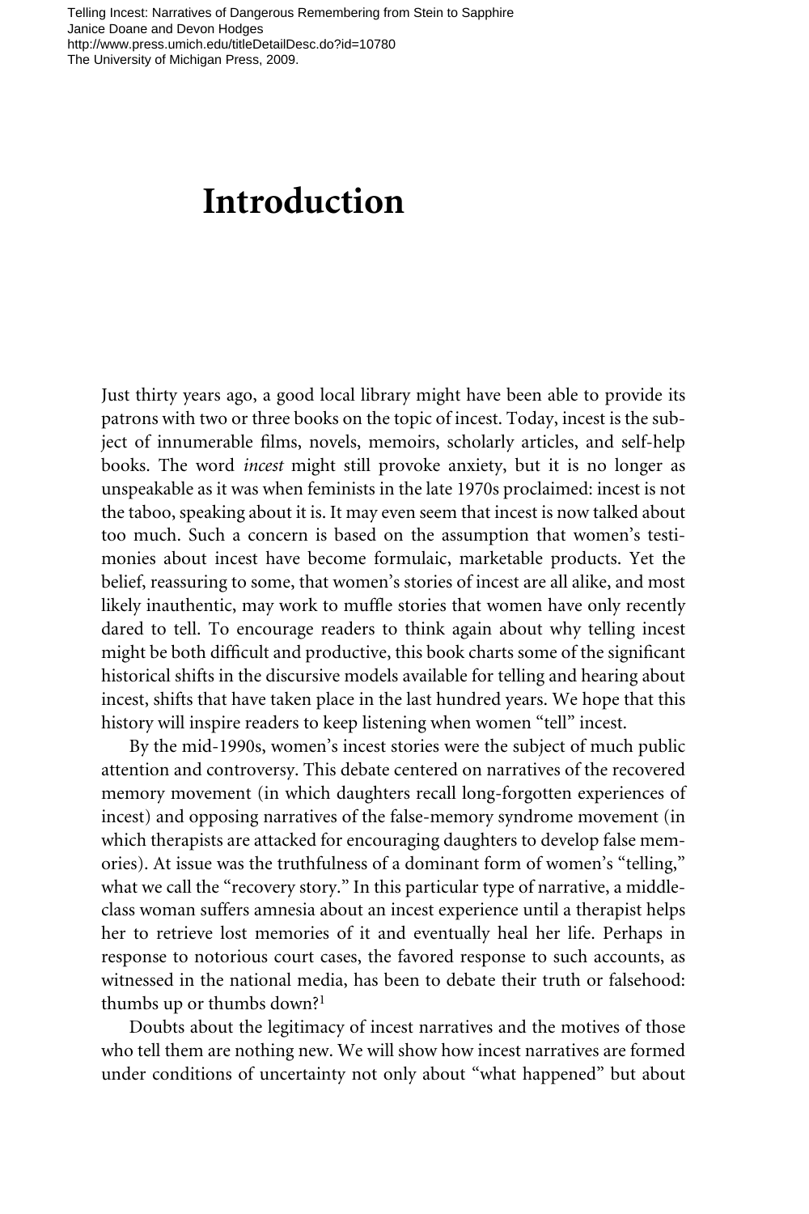Telling Incest: Narratives of Dangerous Remembering from Stein to Sapphire
Janice Doane and Devon Hodges
http://www.press.umich.edu/titleDetailDesc.do?id=10780
The University of Michigan Press, 2009.

# Introduction

Just thirty years ago, a good local library might have been able to provide its patrons with two or three books on the topic of incest. Today, incest is the subject of innumerable films, novels, memoirs, scholarly articles, and self-help books. The word *incest* might still provoke anxiety, but it is no longer as unspeakable as it was when feminists in the late 1970s proclaimed: incest is not the taboo, speaking about it is. It may even seem that incest is now talked about too much. Such a concern is based on the assumption that women's testimonies about incest have become formulaic, marketable products. Yet the belief, reassuring to some, that women's stories of incest are all alike, and most likely inauthentic, may work to muffle stories that women have only recently dared to tell. To encourage readers to think again about why telling incest might be both difficult and productive, this book charts some of the significant historical shifts in the discursive models available for telling and hearing about incest, shifts that have taken place in the last hundred years. We hope that this history will inspire readers to keep listening when women "tell" incest.

By the mid-1990s, women's incest stories were the subject of much public attention and controversy. This debate centered on narratives of the recovered memory movement (in which daughters recall long-forgotten experiences of incest) and opposing narratives of the false-memory syndrome movement (in which therapists are attacked for encouraging daughters to develop false memories). At issue was the truthfulness of a dominant form of women's "telling," what we call the "recovery story." In this particular type of narrative, a middle-class woman suffers amnesia about an incest experience until a therapist helps her to retrieve lost memories of it and eventually heal her life. Perhaps in response to notorious court cases, the favored response to such accounts, as witnessed in the national media, has been to debate their truth or falsehood: thumbs up or thumbs down?[1]

Doubts about the legitimacy of incest narratives and the motives of those who tell them are nothing new. We will show how incest narratives are formed under conditions of uncertainty not only about "what happened" but about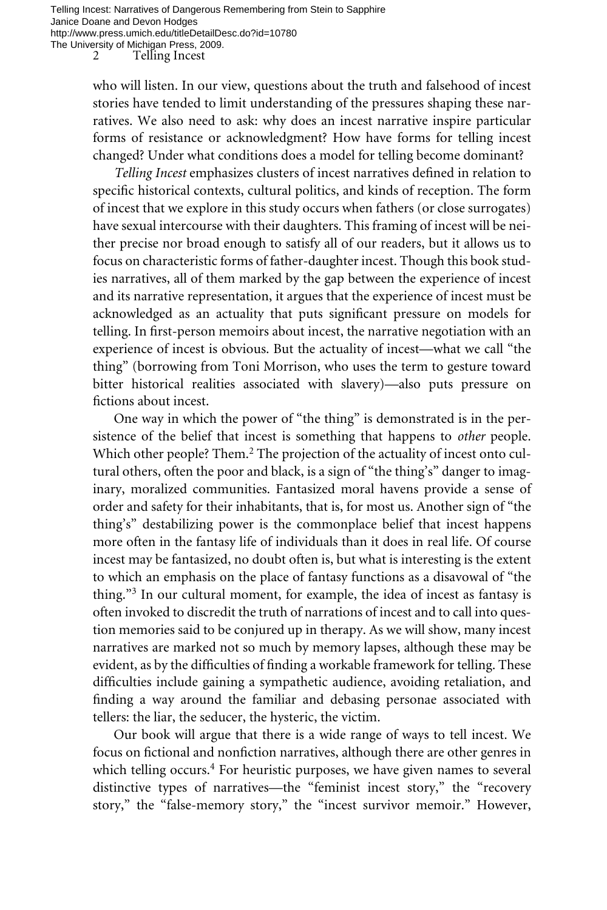who will listen. In our view, questions about the truth and falsehood of incest stories have tended to limit understanding of the pressures shaping these narratives. We also need to ask: why does an incest narrative inspire particular forms of resistance or acknowledgment? How have forms for telling incest changed? Under what conditions does a model for telling become dominant?

*Telling Incest* emphasizes clusters of incest narratives defined in relation to specific historical contexts, cultural politics, and kinds of reception. The form of incest that we explore in this study occurs when fathers (or close surrogates) have sexual intercourse with their daughters. This framing of incest will be neither precise nor broad enough to satisfy all of our readers, but it allows us to focus on characteristic forms of father-daughter incest. Though this book studies narratives, all of them marked by the gap between the experience of incest and its narrative representation, it argues that the experience of incest must be acknowledged as an actuality that puts significant pressure on models for telling. In first-person memoirs about incest, the narrative negotiation with an experience of incest is obvious. But the actuality of incest—what we call "the thing" (borrowing from Toni Morrison, who uses the term to gesture toward bitter historical realities associated with slavery)—also puts pressure on fictions about incest.

One way in which the power of "the thing" is demonstrated is in the persistence of the belief that incest is something that happens to *other* people. Which other people? Them.[2] The projection of the actuality of incest onto cultural others, often the poor and black, is a sign of "the thing's" danger to imaginary, moralized communities. Fantasized moral havens provide a sense of order and safety for their inhabitants, that is, for most us. Another sign of "the thing's" destabilizing power is the commonplace belief that incest happens more often in the fantasy life of individuals than it does in real life. Of course incest may be fantasized, no doubt often is, but what is interesting is the extent to which an emphasis on the place of fantasy functions as a disavowal of "the thing."[3] In our cultural moment, for example, the idea of incest as fantasy is often invoked to discredit the truth of narrations of incest and to call into question memories said to be conjured up in therapy. As we will show, many incest narratives are marked not so much by memory lapses, although these may be evident, as by the difficulties of finding a workable framework for telling. These difficulties include gaining a sympathetic audience, avoiding retaliation, and finding a way around the familiar and debasing personae associated with tellers: the liar, the seducer, the hysteric, the victim.

Our book will argue that there is a wide range of ways to tell incest. We focus on fictional and nonfiction narratives, although there are other genres in which telling occurs.[4] For heuristic purposes, we have given names to several distinctive types of narratives—the "feminist incest story," the "recovery story," the "false-memory story," the "incest survivor memoir." However,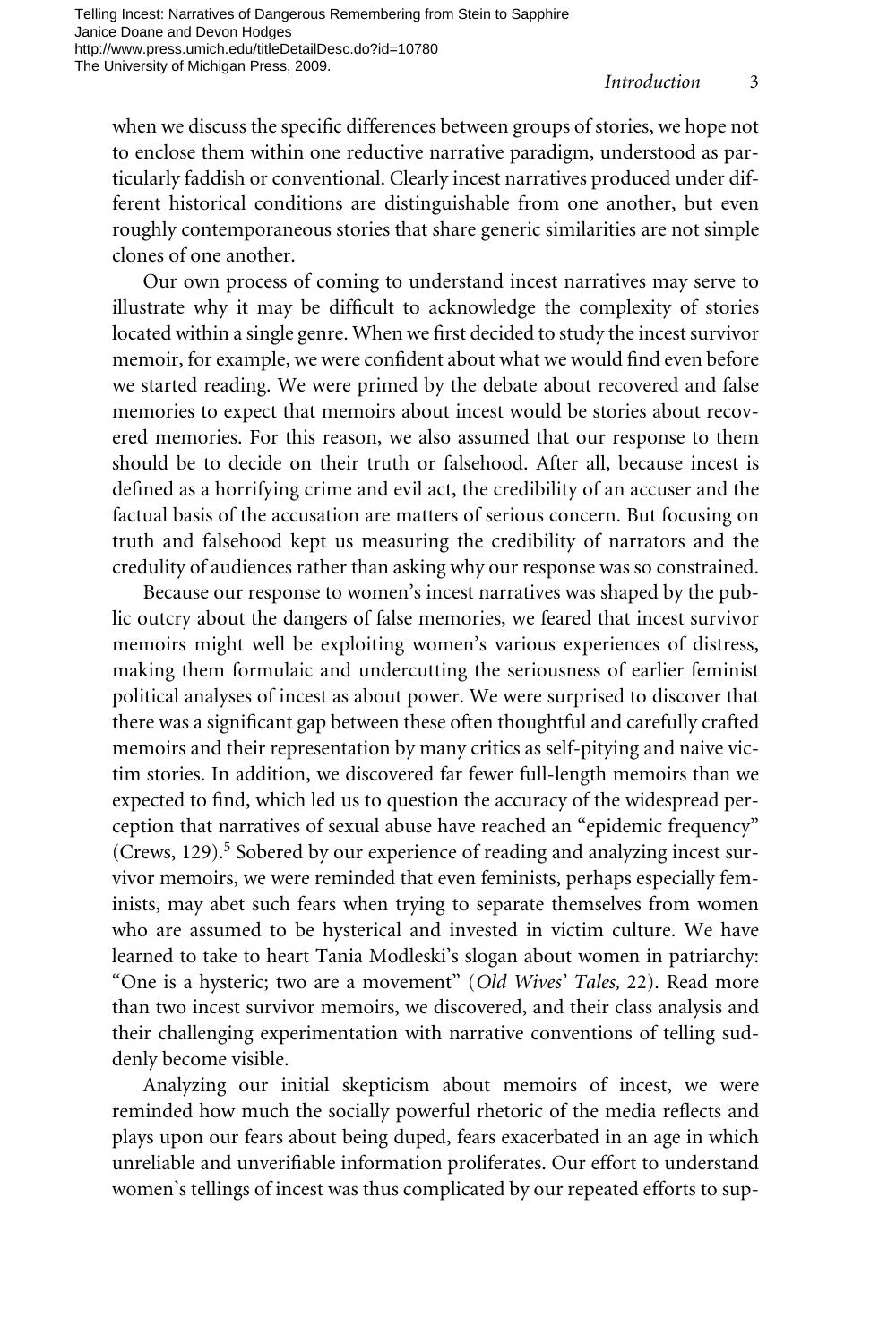when we discuss the specific differences between groups of stories, we hope not to enclose them within one reductive narrative paradigm, understood as particularly faddish or conventional. Clearly incest narratives produced under different historical conditions are distinguishable from one another, but even roughly contemporaneous stories that share generic similarities are not simple clones of one another.

Our own process of coming to understand incest narratives may serve to illustrate why it may be difficult to acknowledge the complexity of stories located within a single genre. When we first decided to study the incest survivor memoir, for example, we were confident about what we would find even before we started reading. We were primed by the debate about recovered and false memories to expect that memoirs about incest would be stories about recovered memories. For this reason, we also assumed that our response to them should be to decide on their truth or falsehood. After all, because incest is defined as a horrifying crime and evil act, the credibility of an accuser and the factual basis of the accusation are matters of serious concern. But focusing on truth and falsehood kept us measuring the credibility of narrators and the credulity of audiences rather than asking why our response was so constrained.

Because our response to women's incest narratives was shaped by the public outcry about the dangers of false memories, we feared that incest survivor memoirs might well be exploiting women's various experiences of distress, making them formulaic and undercutting the seriousness of earlier feminist political analyses of incest as about power. We were surprised to discover that there was a significant gap between these often thoughtful and carefully crafted memoirs and their representation by many critics as self-pitying and naive victim stories. In addition, we discovered far fewer full-length memoirs than we expected to find, which led us to question the accuracy of the widespread perception that narratives of sexual abuse have reached an "epidemic frequency" (Crews, 129).[5] Sobered by our experience of reading and analyzing incest survivor memoirs, we were reminded that even feminists, perhaps especially feminists, may abet such fears when trying to separate themselves from women who are assumed to be hysterical and invested in victim culture. We have learned to take to heart Tania Modleski's slogan about women in patriarchy: "One is a hysteric; two are a movement" (*Old Wives' Tales,* 22). Read more than two incest survivor memoirs, we discovered, and their class analysis and their challenging experimentation with narrative conventions of telling suddenly become visible.

Analyzing our initial skepticism about memoirs of incest, we were reminded how much the socially powerful rhetoric of the media reflects and plays upon our fears about being duped, fears exacerbated in an age in which unreliable and unverifiable information proliferates. Our effort to understand women's tellings of incest was thus complicated by our repeated efforts to sup-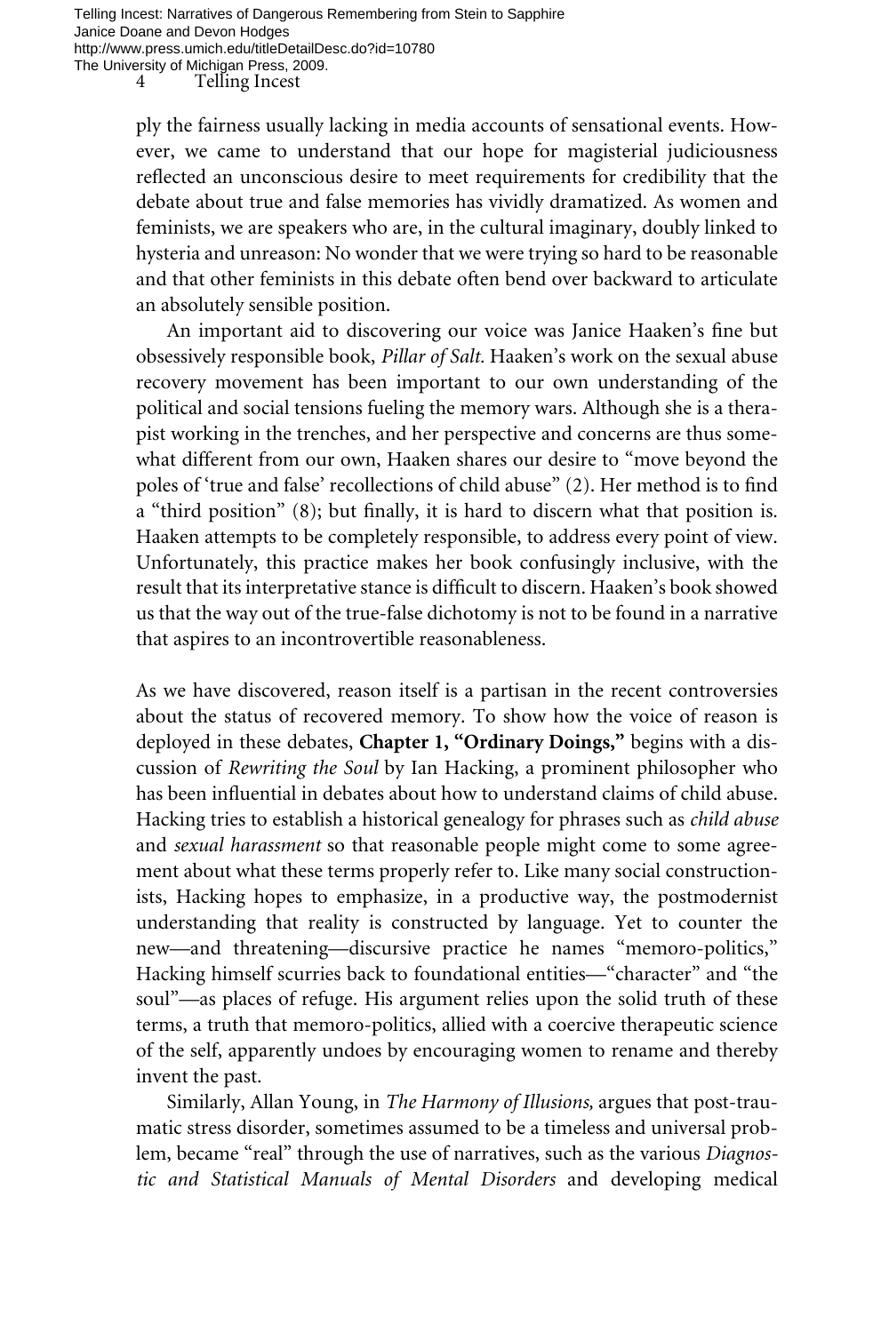ply the fairness usually lacking in media accounts of sensational events. However, we came to understand that our hope for magisterial judiciousness reflected an unconscious desire to meet requirements for credibility that the debate about true and false memories has vividly dramatized. As women and feminists, we are speakers who are, in the cultural imaginary, doubly linked to hysteria and unreason: No wonder that we were trying so hard to be reasonable and that other feminists in this debate often bend over backward to articulate an absolutely sensible position.

An important aid to discovering our voice was Janice Haaken's fine but obsessively responsible book, *Pillar of Salt.* Haaken's work on the sexual abuse recovery movement has been important to our own understanding of the political and social tensions fueling the memory wars. Although she is a therapist working in the trenches, and her perspective and concerns are thus somewhat different from our own, Haaken shares our desire to "move beyond the poles of 'true and false' recollections of child abuse" (2). Her method is to find a "third position" (8); but finally, it is hard to discern what that position is. Haaken attempts to be completely responsible, to address every point of view. Unfortunately, this practice makes her book confusingly inclusive, with the result that its interpretative stance is difficult to discern. Haaken's book showed us that the way out of the true-false dichotomy is not to be found in a narrative that aspires to an incontrovertible reasonableness.

As we have discovered, reason itself is a partisan in the recent controversies about the status of recovered memory. To show how the voice of reason is deployed in these debates, **Chapter 1, "Ordinary Doings,"** begins with a discussion of *Rewriting the Soul* by Ian Hacking, a prominent philosopher who has been influential in debates about how to understand claims of child abuse. Hacking tries to establish a historical genealogy for phrases such as *child abuse* and *sexual harassment* so that reasonable people might come to some agreement about what these terms properly refer to. Like many social constructionists, Hacking hopes to emphasize, in a productive way, the postmodernist understanding that reality is constructed by language. Yet to counter the new—and threatening—discursive practice he names "memoro-politics," Hacking himself scurries back to foundational entities—"character" and "the soul"—as places of refuge. His argument relies upon the solid truth of these terms, a truth that memoro-politics, allied with a coercive therapeutic science of the self, apparently undoes by encouraging women to rename and thereby invent the past.

Similarly, Allan Young, in *The Harmony of Illusions,* argues that post-traumatic stress disorder, sometimes assumed to be a timeless and universal problem, became "real" through the use of narratives, such as the various *Diagnostic and Statistical Manuals of Mental Disorders* and developing medical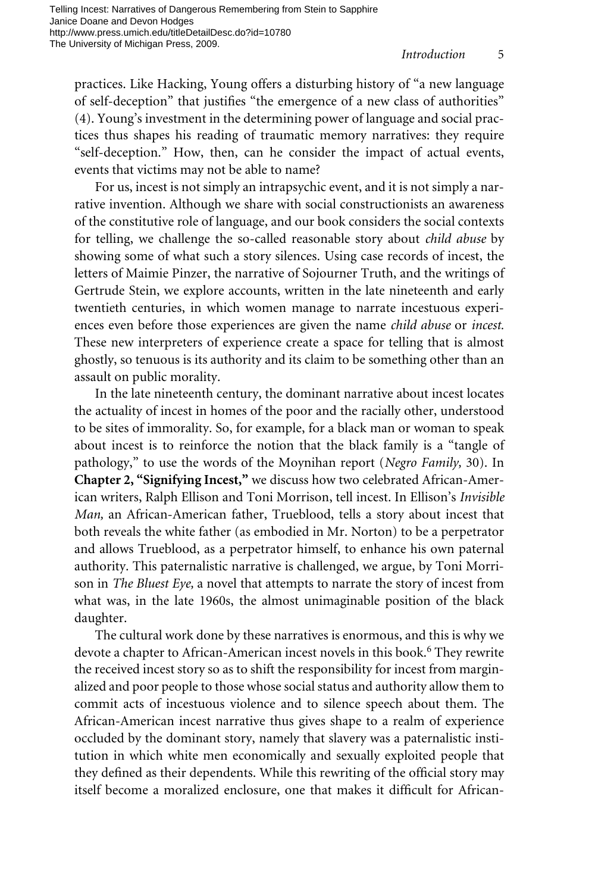practices. Like Hacking, Young offers a disturbing history of "a new language of self-deception" that justifies "the emergence of a new class of authorities" (4). Young's investment in the determining power of language and social practices thus shapes his reading of traumatic memory narratives: they require "self-deception." How, then, can he consider the impact of actual events, events that victims may not be able to name?

For us, incest is not simply an intrapsychic event, and it is not simply a narrative invention. Although we share with social constructionists an awareness of the constitutive role of language, and our book considers the social contexts for telling, we challenge the so-called reasonable story about *child abuse* by showing some of what such a story silences. Using case records of incest, the letters of Maimie Pinzer, the narrative of Sojourner Truth, and the writings of Gertrude Stein, we explore accounts, written in the late nineteenth and early twentieth centuries, in which women manage to narrate incestuous experiences even before those experiences are given the name *child abuse* or *incest.* These new interpreters of experience create a space for telling that is almost ghostly, so tenuous is its authority and its claim to be something other than an assault on public morality.

In the late nineteenth century, the dominant narrative about incest locates the actuality of incest in homes of the poor and the racially other, understood to be sites of immorality. So, for example, for a black man or woman to speak about incest is to reinforce the notion that the black family is a "tangle of pathology," to use the words of the Moynihan report (*Negro Family,* 30). In **Chapter 2, "Signifying Incest,"** we discuss how two celebrated African-American writers, Ralph Ellison and Toni Morrison, tell incest. In Ellison's *Invisible Man,* an African-American father, Trueblood, tells a story about incest that both reveals the white father (as embodied in Mr. Norton) to be a perpetrator and allows Trueblood, as a perpetrator himself, to enhance his own paternal authority. This paternalistic narrative is challenged, we argue, by Toni Morrison in *The Bluest Eye,* a novel that attempts to narrate the story of incest from what was, in the late 1960s, the almost unimaginable position of the black daughter.

The cultural work done by these narratives is enormous, and this is why we devote a chapter to African-American incest novels in this book.[6] They rewrite the received incest story so as to shift the responsibility for incest from marginalized and poor people to those whose social status and authority allow them to commit acts of incestuous violence and to silence speech about them. The African-American incest narrative thus gives shape to a realm of experience occluded by the dominant story, namely that slavery was a paternalistic institution in which white men economically and sexually exploited people that they defined as their dependents. While this rewriting of the official story may itself become a moralized enclosure, one that makes it difficult for African-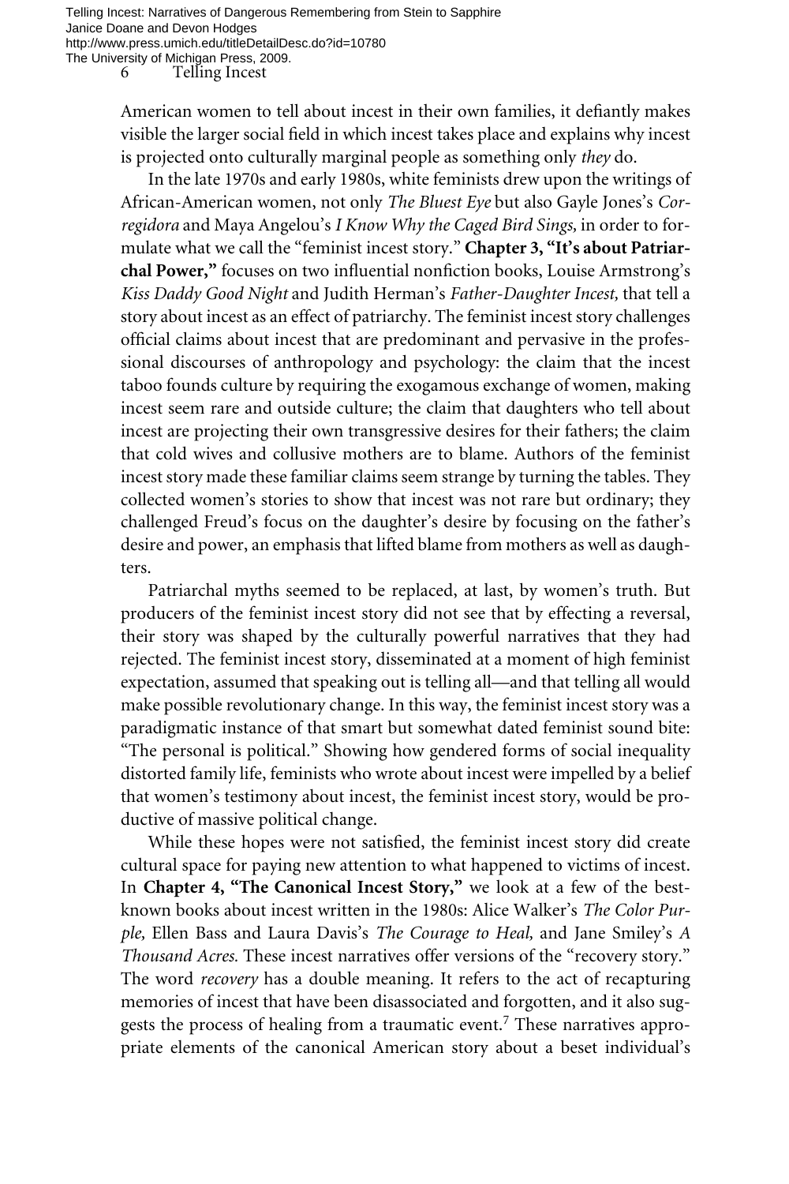American women to tell about incest in their own families, it defiantly makes visible the larger social field in which incest takes place and explains why incest is projected onto culturally marginal people as something only *they* do.

In the late 1970s and early 1980s, white feminists drew upon the writings of African-American women, not only *The Bluest Eye* but also Gayle Jones's *Corregidora* and Maya Angelou's *I Know Why the Caged Bird Sings,* in order to formulate what we call the "feminist incest story." **Chapter 3, "It's about Patriarchal Power,"** focuses on two influential nonfiction books, Louise Armstrong's *Kiss Daddy Good Night* and Judith Herman's *Father-Daughter Incest,* that tell a story about incest as an effect of patriarchy. The feminist incest story challenges official claims about incest that are predominant and pervasive in the professional discourses of anthropology and psychology: the claim that the incest taboo founds culture by requiring the exogamous exchange of women, making incest seem rare and outside culture; the claim that daughters who tell about incest are projecting their own transgressive desires for their fathers; the claim that cold wives and collusive mothers are to blame. Authors of the feminist incest story made these familiar claims seem strange by turning the tables. They collected women's stories to show that incest was not rare but ordinary; they challenged Freud's focus on the daughter's desire by focusing on the father's desire and power, an emphasis that lifted blame from mothers as well as daughters.

Patriarchal myths seemed to be replaced, at last, by women's truth. But producers of the feminist incest story did not see that by effecting a reversal, their story was shaped by the culturally powerful narratives that they had rejected. The feminist incest story, disseminated at a moment of high feminist expectation, assumed that speaking out is telling all—and that telling all would make possible revolutionary change. In this way, the feminist incest story was a paradigmatic instance of that smart but somewhat dated feminist sound bite: "The personal is political." Showing how gendered forms of social inequality distorted family life, feminists who wrote about incest were impelled by a belief that women's testimony about incest, the feminist incest story, would be productive of massive political change.

While these hopes were not satisfied, the feminist incest story did create cultural space for paying new attention to what happened to victims of incest. In **Chapter 4, "The Canonical Incest Story,"** we look at a few of the best-known books about incest written in the 1980s: Alice Walker's *The Color Purple,* Ellen Bass and Laura Davis's *The Courage to Heal,* and Jane Smiley's *A Thousand Acres.* These incest narratives offer versions of the "recovery story." The word *recovery* has a double meaning. It refers to the act of recapturing memories of incest that have been disassociated and forgotten, and it also suggests the process of healing from a traumatic event.[7] These narratives appropriate elements of the canonical American story about a beset individual's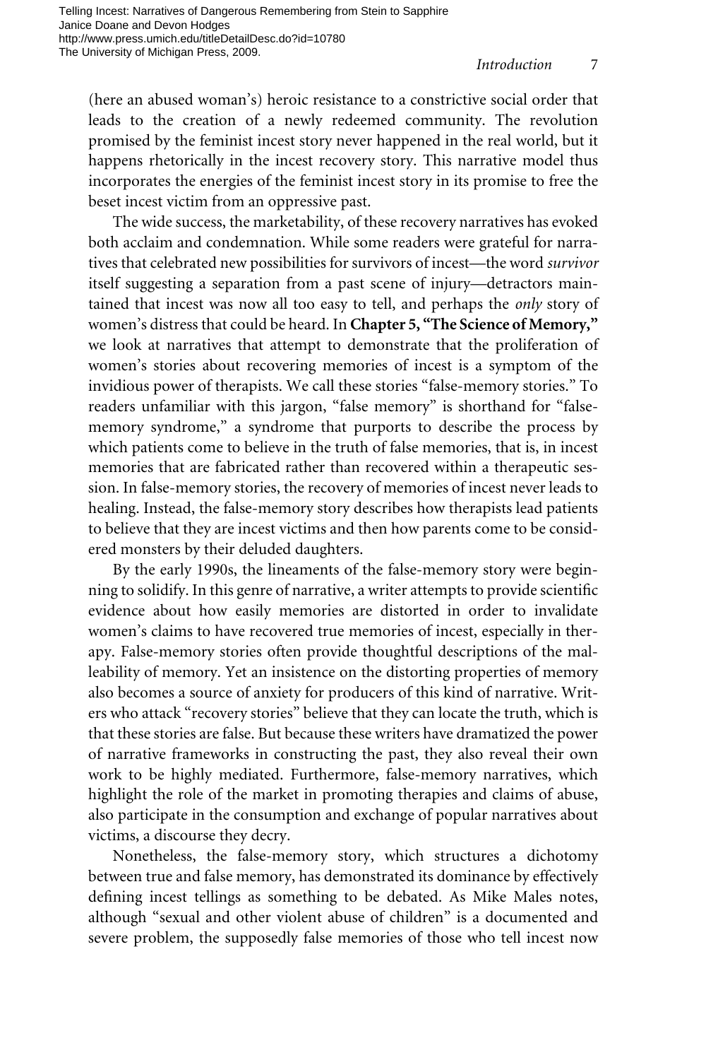(here an abused woman's) heroic resistance to a constrictive social order that leads to the creation of a newly redeemed community. The revolution promised by the feminist incest story never happened in the real world, but it happens rhetorically in the incest recovery story. This narrative model thus incorporates the energies of the feminist incest story in its promise to free the beset incest victim from an oppressive past.

The wide success, the marketability, of these recovery narratives has evoked both acclaim and condemnation. While some readers were grateful for narratives that celebrated new possibilities for survivors of incest—the word *survivor* itself suggesting a separation from a past scene of injury—detractors maintained that incest was now all too easy to tell, and perhaps the *only* story of women's distress that could be heard. In **Chapter 5, "The Science of Memory,"** we look at narratives that attempt to demonstrate that the proliferation of women's stories about recovering memories of incest is a symptom of the invidious power of therapists. We call these stories "false-memory stories." To readers unfamiliar with this jargon, "false memory" is shorthand for "false-memory syndrome," a syndrome that purports to describe the process by which patients come to believe in the truth of false memories, that is, in incest memories that are fabricated rather than recovered within a therapeutic session. In false-memory stories, the recovery of memories of incest never leads to healing. Instead, the false-memory story describes how therapists lead patients to believe that they are incest victims and then how parents come to be considered monsters by their deluded daughters.

By the early 1990s, the lineaments of the false-memory story were beginning to solidify. In this genre of narrative, a writer attempts to provide scientific evidence about how easily memories are distorted in order to invalidate women's claims to have recovered true memories of incest, especially in therapy. False-memory stories often provide thoughtful descriptions of the malleability of memory. Yet an insistence on the distorting properties of memory also becomes a source of anxiety for producers of this kind of narrative. Writers who attack "recovery stories" believe that they can locate the truth, which is that these stories are false. But because these writers have dramatized the power of narrative frameworks in constructing the past, they also reveal their own work to be highly mediated. Furthermore, false-memory narratives, which highlight the role of the market in promoting therapies and claims of abuse, also participate in the consumption and exchange of popular narratives about victims, a discourse they decry.

Nonetheless, the false-memory story, which structures a dichotomy between true and false memory, has demonstrated its dominance by effectively defining incest tellings as something to be debated. As Mike Males notes, although "sexual and other violent abuse of children" is a documented and severe problem, the supposedly false memories of those who tell incest now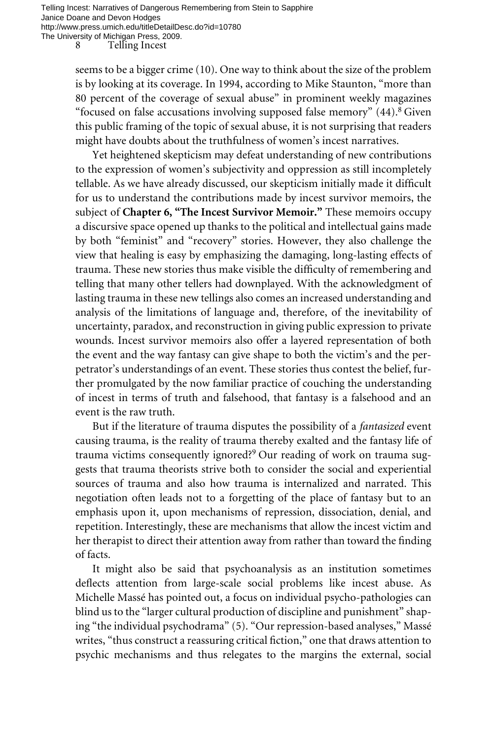seems to be a bigger crime (10). One way to think about the size of the problem is by looking at its coverage. In 1994, according to Mike Staunton, "more than 80 percent of the coverage of sexual abuse" in prominent weekly magazines "focused on false accusations involving supposed false memory" (44).[8] Given this public framing of the topic of sexual abuse, it is not surprising that readers might have doubts about the truthfulness of women's incest narratives.

Yet heightened skepticism may defeat understanding of new contributions to the expression of women's subjectivity and oppression as still incompletely tellable. As we have already discussed, our skepticism initially made it difficult for us to understand the contributions made by incest survivor memoirs, the subject of **Chapter 6, "The Incest Survivor Memoir."** These memoirs occupy a discursive space opened up thanks to the political and intellectual gains made by both "feminist" and "recovery" stories. However, they also challenge the view that healing is easy by emphasizing the damaging, long-lasting effects of trauma. These new stories thus make visible the difficulty of remembering and telling that many other tellers had downplayed. With the acknowledgment of lasting trauma in these new tellings also comes an increased understanding and analysis of the limitations of language and, therefore, of the inevitability of uncertainty, paradox, and reconstruction in giving public expression to private wounds. Incest survivor memoirs also offer a layered representation of both the event and the way fantasy can give shape to both the victim's and the perpetrator's understandings of an event. These stories thus contest the belief, further promulgated by the now familiar practice of couching the understanding of incest in terms of truth and falsehood, that fantasy is a falsehood and an event is the raw truth.

But if the literature of trauma disputes the possibility of a *fantasized* event causing trauma, is the reality of trauma thereby exalted and the fantasy life of trauma victims consequently ignored?[9] Our reading of work on trauma suggests that trauma theorists strive both to consider the social and experiential sources of trauma and also how trauma is internalized and narrated. This negotiation often leads not to a forgetting of the place of fantasy but to an emphasis upon it, upon mechanisms of repression, dissociation, denial, and repetition. Interestingly, these are mechanisms that allow the incest victim and her therapist to direct their attention away from rather than toward the finding of facts.

It might also be said that psychoanalysis as an institution sometimes deflects attention from large-scale social problems like incest abuse. As Michelle Massé has pointed out, a focus on individual psycho-pathologies can blind us to the "larger cultural production of discipline and punishment" shaping "the individual psychodrama" (5). "Our repression-based analyses," Massé writes, "thus construct a reassuring critical fiction," one that draws attention to psychic mechanisms and thus relegates to the margins the external, social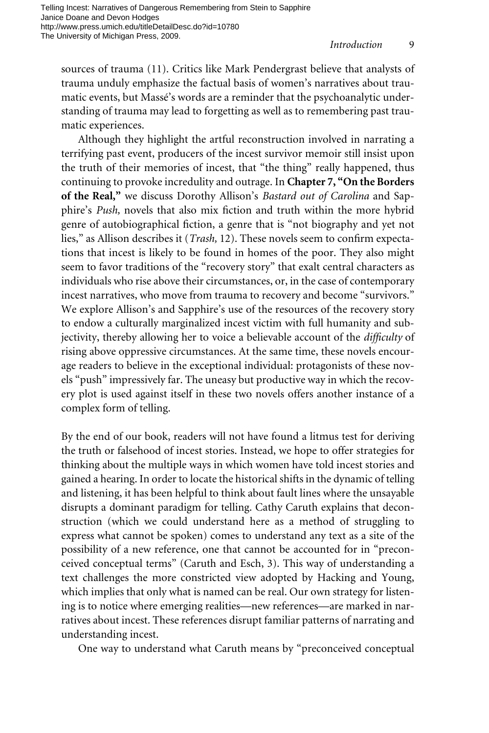sources of trauma (11). Critics like Mark Pendergrast believe that analysts of trauma unduly emphasize the factual basis of women's narratives about traumatic events, but Massé's words are a reminder that the psychoanalytic understanding of trauma may lead to forgetting as well as to remembering past traumatic experiences.

Although they highlight the artful reconstruction involved in narrating a terrifying past event, producers of the incest survivor memoir still insist upon the truth of their memories of incest, that "the thing" really happened, thus continuing to provoke incredulity and outrage. In **Chapter 7, "On the Borders of the Real,"** we discuss Dorothy Allison's *Bastard out of Carolina* and Sapphire's *Push,* novels that also mix fiction and truth within the more hybrid genre of autobiographical fiction, a genre that is "not biography and yet not lies," as Allison describes it (*Trash,* 12). These novels seem to confirm expectations that incest is likely to be found in homes of the poor. They also might seem to favor traditions of the "recovery story" that exalt central characters as individuals who rise above their circumstances, or, in the case of contemporary incest narratives, who move from trauma to recovery and become "survivors." We explore Allison's and Sapphire's use of the resources of the recovery story to endow a culturally marginalized incest victim with full humanity and subjectivity, thereby allowing her to voice a believable account of the *difficulty* of rising above oppressive circumstances. At the same time, these novels encourage readers to believe in the exceptional individual: protagonists of these novels "push" impressively far. The uneasy but productive way in which the recovery plot is used against itself in these two novels offers another instance of a complex form of telling.

By the end of our book, readers will not have found a litmus test for deriving the truth or falsehood of incest stories. Instead, we hope to offer strategies for thinking about the multiple ways in which women have told incest stories and gained a hearing. In order to locate the historical shifts in the dynamic of telling and listening, it has been helpful to think about fault lines where the unsayable disrupts a dominant paradigm for telling. Cathy Caruth explains that deconstruction (which we could understand here as a method of struggling to express what cannot be spoken) comes to understand any text as a site of the possibility of a new reference, one that cannot be accounted for in "preconceived conceptual terms" (Caruth and Esch, 3). This way of understanding a text challenges the more constricted view adopted by Hacking and Young, which implies that only what is named can be real. Our own strategy for listening is to notice where emerging realities—new references—are marked in narratives about incest. These references disrupt familiar patterns of narrating and understanding incest.

One way to understand what Caruth means by "preconceived conceptual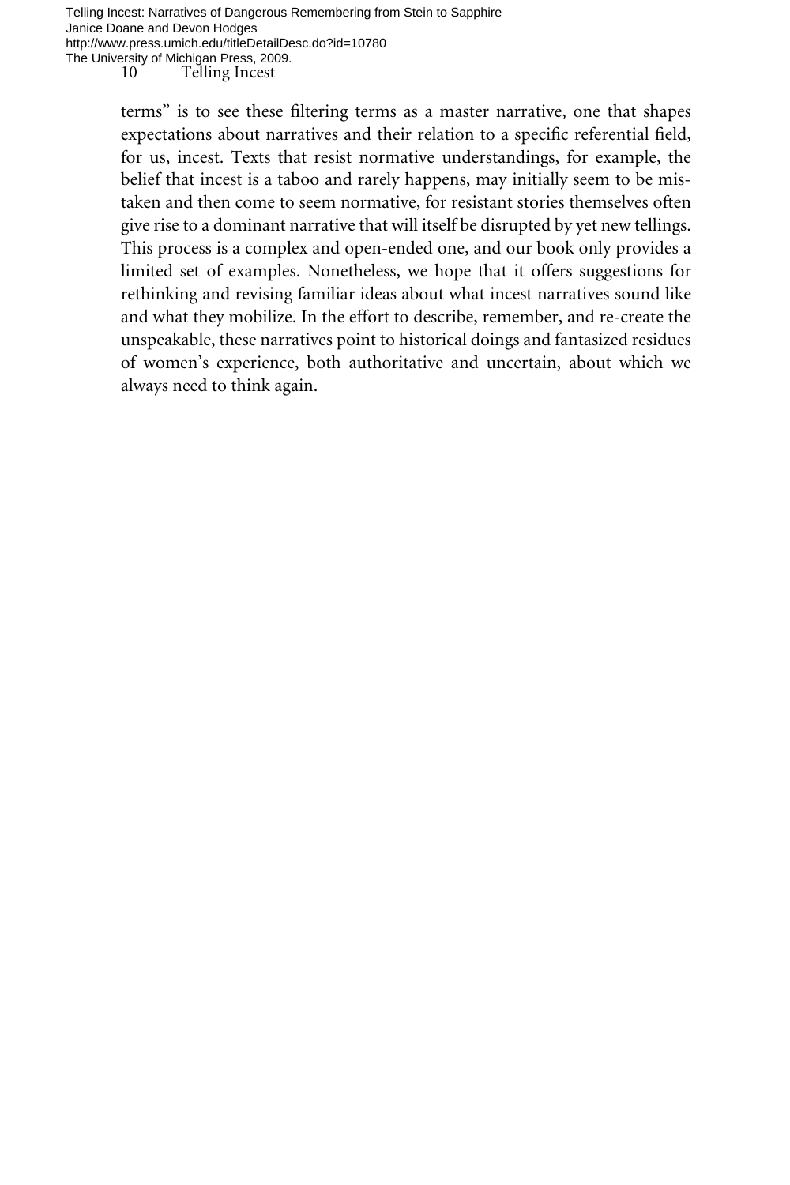terms" is to see these filtering terms as a master narrative, one that shapes expectations about narratives and their relation to a specific referential field, for us, incest. Texts that resist normative understandings, for example, the belief that incest is a taboo and rarely happens, may initially seem to be mistaken and then come to seem normative, for resistant stories themselves often give rise to a dominant narrative that will itself be disrupted by yet new tellings. This process is a complex and open-ended one, and our book only provides a limited set of examples. Nonetheless, we hope that it offers suggestions for rethinking and revising familiar ideas about what incest narratives sound like and what they mobilize. In the effort to describe, remember, and re-create the unspeakable, these narratives point to historical doings and fantasized residues of women's experience, both authoritative and uncertain, about which we always need to think again.